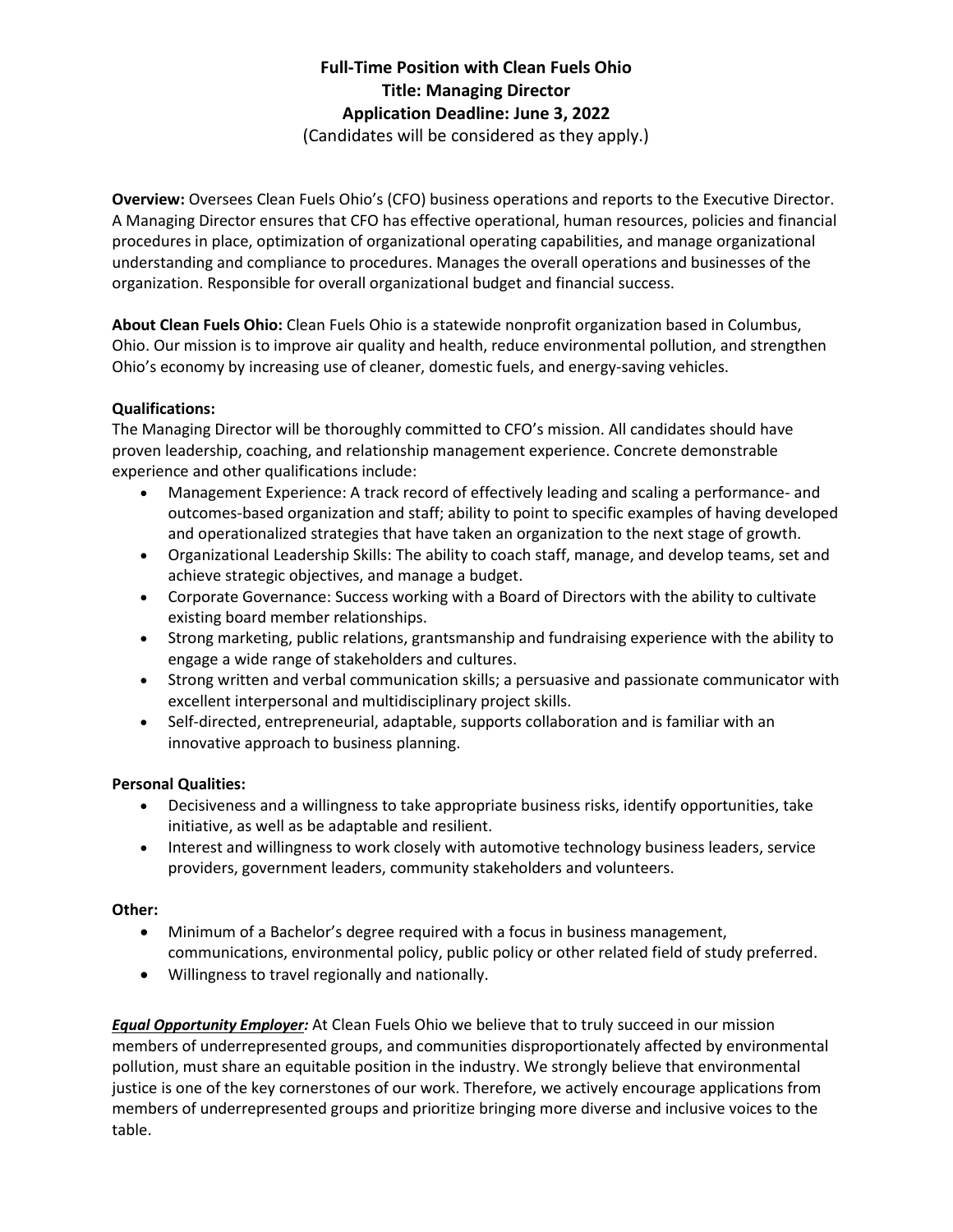# Full-Time Position with Clean Fuels Ohio
# Title: Managing Director
# Application Deadline: June 3, 2022

(Candidates will be considered as they apply.)

**Overview:** Oversees Clean Fuels Ohio's (CFO) business operations and reports to the Executive Director. A Managing Director ensures that CFO has effective operational, human resources, policies and financial procedures in place, optimization of organizational operating capabilities, and manage organizational understanding and compliance to procedures. Manages the overall operations and businesses of the organization. Responsible for overall organizational budget and financial success.

**About Clean Fuels Ohio:** Clean Fuels Ohio is a statewide nonprofit organization based in Columbus, Ohio. Our mission is to improve air quality and health, reduce environmental pollution, and strengthen Ohio's economy by increasing use of cleaner, domestic fuels, and energy-saving vehicles.

**Qualifications:**

The Managing Director will be thoroughly committed to CFO's mission. All candidates should have proven leadership, coaching, and relationship management experience. Concrete demonstrable experience and other qualifications include:

- Management Experience: A track record of effectively leading and scaling a performance- and outcomes-based organization and staff; ability to point to specific examples of having developed and operationalized strategies that have taken an organization to the next stage of growth.
- Organizational Leadership Skills: The ability to coach staff, manage, and develop teams, set and achieve strategic objectives, and manage a budget.
- Corporate Governance: Success working with a Board of Directors with the ability to cultivate existing board member relationships.
- Strong marketing, public relations, grantsmanship and fundraising experience with the ability to engage a wide range of stakeholders and cultures.
- Strong written and verbal communication skills; a persuasive and passionate communicator with excellent interpersonal and multidisciplinary project skills.
- Self-directed, entrepreneurial, adaptable, supports collaboration and is familiar with an innovative approach to business planning.

**Personal Qualities:**

- Decisiveness and a willingness to take appropriate business risks, identify opportunities, take initiative, as well as be adaptable and resilient.
- Interest and willingness to work closely with automotive technology business leaders, service providers, government leaders, community stakeholders and volunteers.

**Other:**

- Minimum of a Bachelor's degree required with a focus in business management, communications, environmental policy, public policy or other related field of study preferred.
- Willingness to travel regionally and nationally.

***Equal Opportunity Employer:*** At Clean Fuels Ohio we believe that to truly succeed in our mission members of underrepresented groups, and communities disproportionately affected by environmental pollution, must share an equitable position in the industry. We strongly believe that environmental justice is one of the key cornerstones of our work. Therefore, we actively encourage applications from members of underrepresented groups and prioritize bringing more diverse and inclusive voices to the table.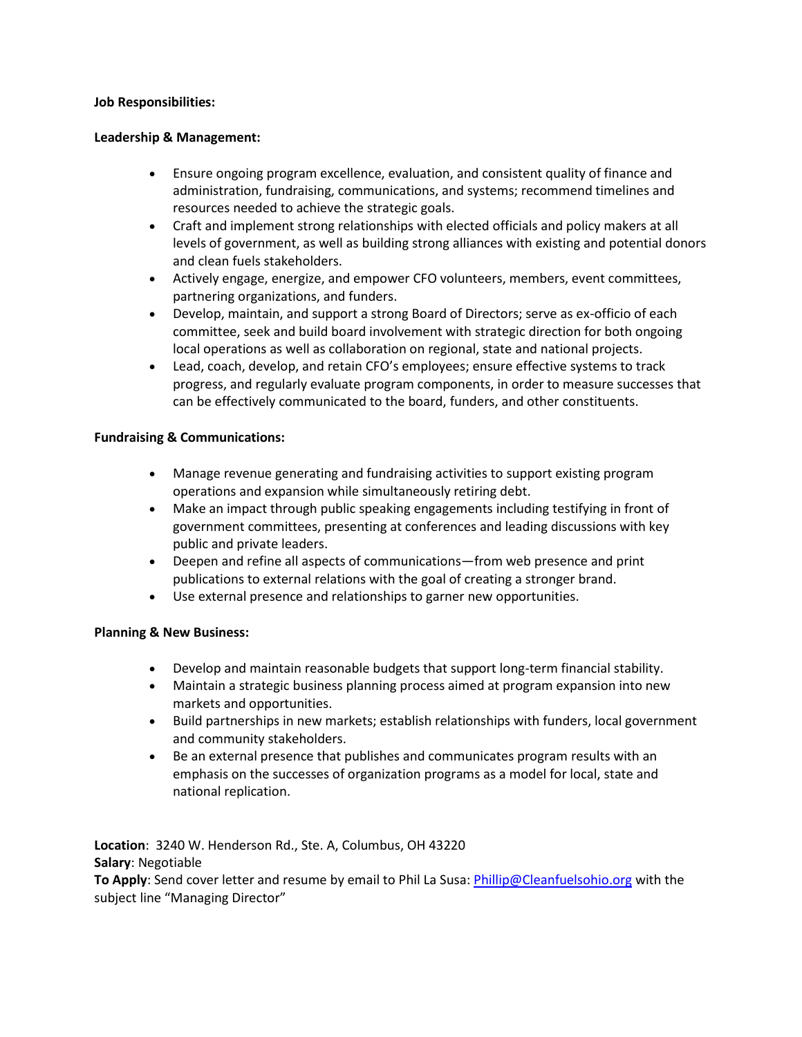**Job Responsibilities:**

**Leadership & Management:**

- Ensure ongoing program excellence, evaluation, and consistent quality of finance and administration, fundraising, communications, and systems; recommend timelines and resources needed to achieve the strategic goals.
- Craft and implement strong relationships with elected officials and policy makers at all levels of government, as well as building strong alliances with existing and potential donors and clean fuels stakeholders.
- Actively engage, energize, and empower CFO volunteers, members, event committees, partnering organizations, and funders.
- Develop, maintain, and support a strong Board of Directors; serve as ex-officio of each committee, seek and build board involvement with strategic direction for both ongoing local operations as well as collaboration on regional, state and national projects.
- Lead, coach, develop, and retain CFO's employees; ensure effective systems to track progress, and regularly evaluate program components, in order to measure successes that can be effectively communicated to the board, funders, and other constituents.

**Fundraising & Communications:**

- Manage revenue generating and fundraising activities to support existing program operations and expansion while simultaneously retiring debt.
- Make an impact through public speaking engagements including testifying in front of government committees, presenting at conferences and leading discussions with key public and private leaders.
- Deepen and refine all aspects of communications—from web presence and print publications to external relations with the goal of creating a stronger brand.
- Use external presence and relationships to garner new opportunities.

**Planning & New Business:**

- Develop and maintain reasonable budgets that support long-term financial stability.
- Maintain a strategic business planning process aimed at program expansion into new markets and opportunities.
- Build partnerships in new markets; establish relationships with funders, local government and community stakeholders.
- Be an external presence that publishes and communicates program results with an emphasis on the successes of organization programs as a model for local, state and national replication.

**Location**: 3240 W. Henderson Rd., Ste. A, Columbus, OH 43220
**Salary**: Negotiable
**To Apply**: Send cover letter and resume by email to Phil La Susa: Phillip@Cleanfuelsohio.org with the subject line "Managing Director"